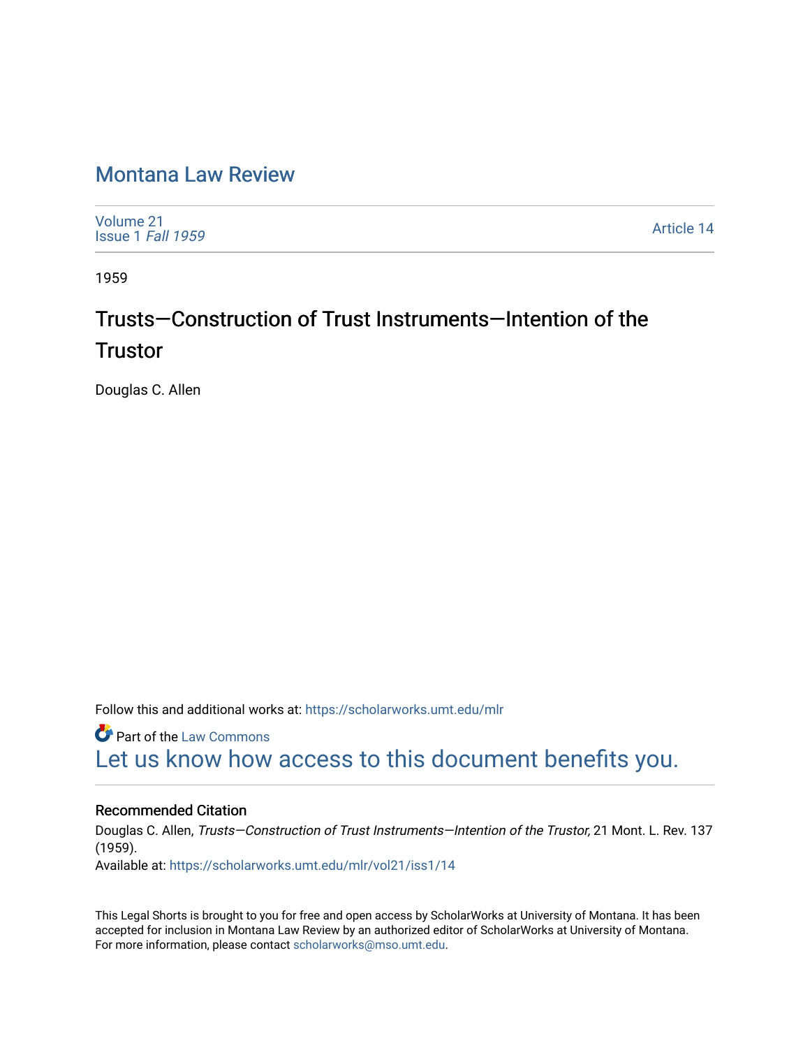# Montana Law Review

Volume 21
Issue 1 *Fall 1959*

Article 14

1959

## Trusts—Construction of Trust Instruments—Intention of the Trustor

Douglas C. Allen

Follow this and additional works at: https://scholarworks.umt.edu/mlr

Part of the Law Commons

Let us know how access to this document benefits you.

### Recommended Citation

Douglas C. Allen, *Trusts—Construction of Trust Instruments—Intention of the Trustor,* 21 Mont. L. Rev. 137 (1959).
Available at: https://scholarworks.umt.edu/mlr/vol21/iss1/14

This Legal Shorts is brought to you for free and open access by ScholarWorks at University of Montana. It has been accepted for inclusion in Montana Law Review by an authorized editor of ScholarWorks at University of Montana. For more information, please contact scholarworks@mso.umt.edu.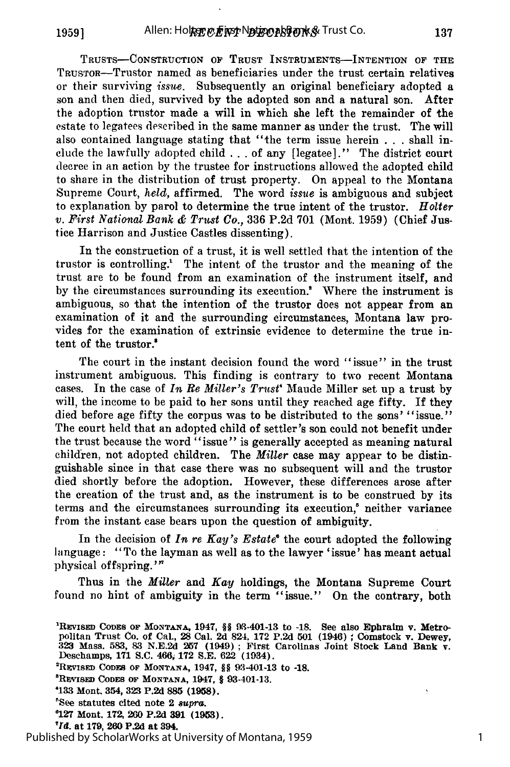TRUSTS—CONSTRUCTION OF TRUST INSTRUMENTS—INTENTION OF THE TRUSTOR—Trustor named as beneficiaries under the trust certain relatives or their surviving *issue*. Subsequently an original beneficiary adopted a son and then died, survived by the adopted son and a natural son. After the adoption trustor made a will in which she left the remainder of the estate to legatees described in the same manner as under the trust. The will also contained language stating that "the term issue herein . . . shall include the lawfully adopted child . . . of any [legatee]." The district court decree in an action by the trustee for instructions allowed the adopted child to share in the distribution of trust property. On appeal to the Montana Supreme Court, *held*, affirmed. The word *issue* is ambiguous and subject to explanation by parol to determine the true intent of the trustor. *Holter v. First National Bank & Trust Co.*, 336 P.2d 701 (Mont. 1959) (Chief Justice Harrison and Justice Castles dissenting).

In the construction of a trust, it is well settled that the intention of the trustor is controlling.[1] The intent of the trustor and the meaning of the trust are to be found from an examination of the instrument itself, and by the circumstances surrounding its execution.[2] Where the instrument is ambiguous, so that the intention of the trustor does not appear from an examination of it and the surrounding circumstances, Montana law provides for the examination of extrinsic evidence to determine the true intent of the trustor.[3]

The court in the instant decision found the word "issue" in the trust instrument ambiguous. This finding is contrary to two recent Montana cases. In the case of *In Re Miller's Trust*[4] Maude Miller set up a trust by will, the income to be paid to her sons until they reached age fifty. If they died before age fifty the corpus was to be distributed to the sons' "issue." The court held that an adopted child of settler's son could not benefit under the trust because the word "issue" is generally accepted as meaning natural children, not adopted children. The *Miller* case may appear to be distinguishable since in that case there was no subsequent will and the trustor died shortly before the adoption. However, these differences arose after the creation of the trust and, as the instrument is to be construed by its terms and the circumstances surrounding its execution,[5] neither variance from the instant case bears upon the question of ambiguity.

In the decision of *In re Kay's Estate*[6] the court adopted the following language: "To the layman as well as to the lawyer 'issue' has meant actual physical offspring.'"[7]

Thus in the *Miller* and *Kay* holdings, the Montana Supreme Court found no hint of ambiguity in the term "issue." On the contrary, both

---

[1]REVISED CODES OF MONTANA, 1947, §§ 93-401-13 to -18. See also Ephraim v. Metropolitan Trust Co. of Cal., 28 Cal. 2d 824, 172 P.2d 501 (1946); Comstock v. Dewey, 323 Mass. 583, 83 N.E.2d 257 (1949); First Carolinas Joint Stock Land Bank v. Deschamps, 171 S.C. 466, 172 S.E. 622 (1934).

[2]REVISED CODES OF MONTANA, 1947, §§ 93-401-13 to -18.

[3]REVISED CODES OF MONTANA, 1947, § 93-401-13.

[4]133 Mont. 354, 323 P.2d 885 (1958).

[5]See statutes cited note 2 *supra*.

[6]127 Mont. 172, 260 P.2d 391 (1953).

[7]*Id.* at 179, 260 P.2d at 394.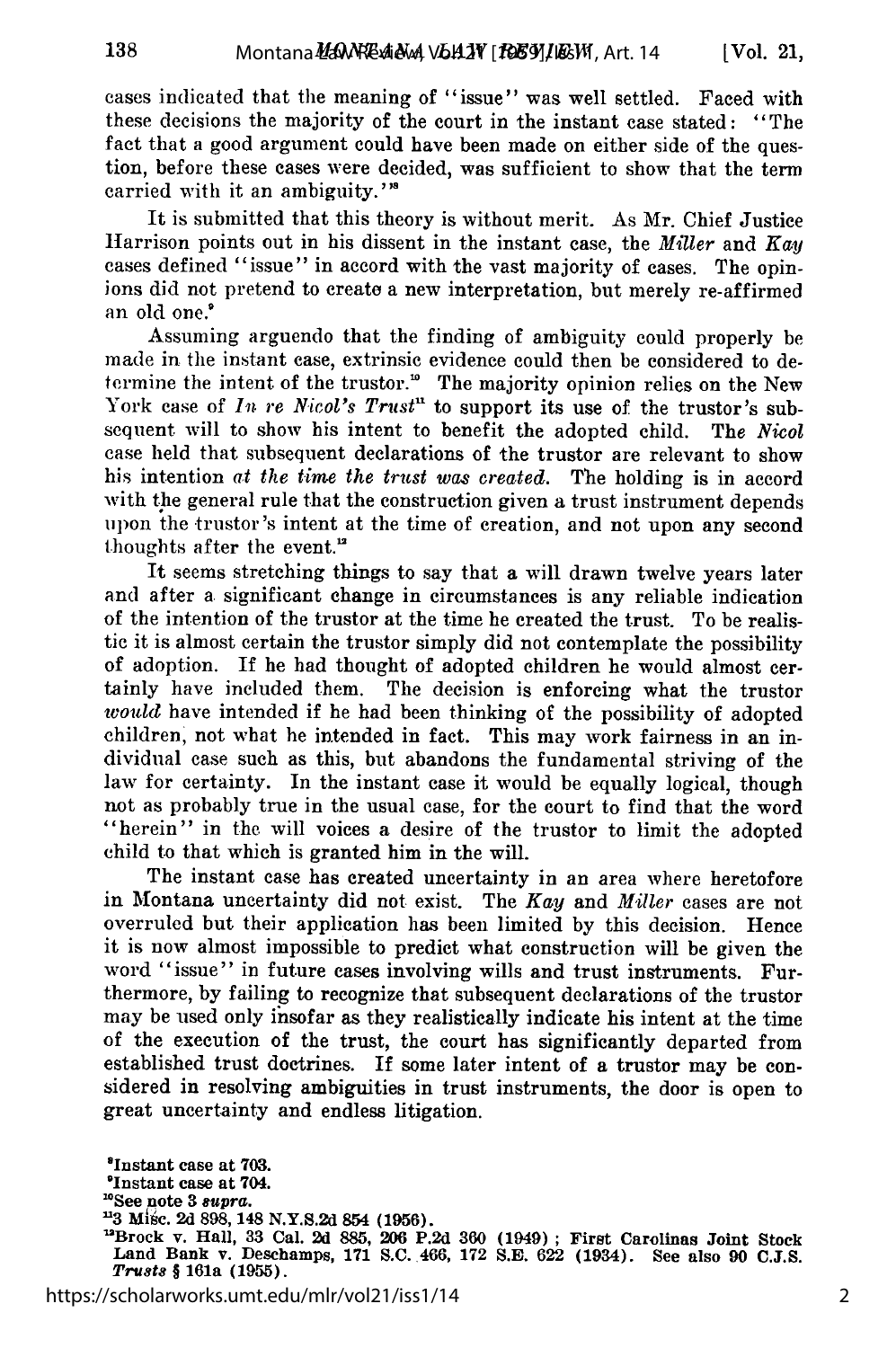cases indicated that the meaning of "issue" was well settled. Faced with these decisions the majority of the court in the instant case stated: "The fact that a good argument could have been made on either side of the question, before these cases were decided, was sufficient to show that the term carried with it an ambiguity."[8]

It is submitted that this theory is without merit. As Mr. Chief Justice Harrison points out in his dissent in the instant case, the *Miller* and *Kay* cases defined "issue" in accord with the vast majority of cases. The opinions did not pretend to create a new interpretation, but merely re-affirmed an old one.[9]

Assuming arguendo that the finding of ambiguity could properly be made in the instant case, extrinsic evidence could then be considered to determine the intent of the trustor.[10] The majority opinion relies on the New York case of *In re Nicol's Trust*[11] to support its use of the trustor's subsequent will to show his intent to benefit the adopted child. The *Nicol* case held that subsequent declarations of the trustor are relevant to show his intention *at the time the trust was created.* The holding is in accord with the general rule that the construction given a trust instrument depends upon the trustor's intent at the time of creation, and not upon any second thoughts after the event.[12]

It seems stretching things to say that a will drawn twelve years later and after a significant change in circumstances is any reliable indication of the intention of the trustor at the time he created the trust. To be realistic it is almost certain the trustor simply did not contemplate the possibility of adoption. If he had thought of adopted children he would almost certainly have included them. The decision is enforcing what the trustor *would* have intended if he had been thinking of the possibility of adopted children, not what he intended in fact. This may work fairness in an individual case such as this, but abandons the fundamental striving of the law for certainty. In the instant case it would be equally logical, though not as probably true in the usual case, for the court to find that the word "herein" in the will voices a desire of the trustor to limit the adopted child to that which is granted him in the will.

The instant case has created uncertainty in an area where heretofore in Montana uncertainty did not exist. The *Kay* and *Miller* cases are not overruled but their application has been limited by this decision. Hence it is now almost impossible to predict what construction will be given the word "issue" in future cases involving wills and trust instruments. Furthermore, by failing to recognize that subsequent declarations of the trustor may be used only insofar as they realistically indicate his intent at the time of the execution of the trust, the court has significantly departed from established trust doctrines. If some later intent of a trustor may be considered in resolving ambiguities in trust instruments, the door is open to great uncertainty and endless litigation.

[8]Instant case at 703.
[9]Instant case at 704.
[10]See note 3 *supra*.
[11]3 Misc. 2d 898, 148 N.Y.S.2d 854 (1956).
[12]Brock v. Hall, 33 Cal. 2d 885, 206 P.2d 360 (1949); First Carolinas Joint Stock Land Bank v. Deschamps, 171 S.C. 466, 172 S.E. 622 (1934). See also 90 C.J.S. *Trusts* § 161a (1955).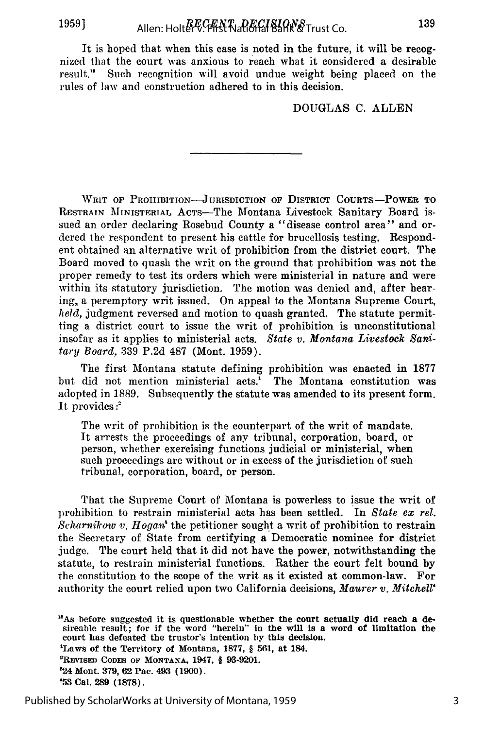It is hoped that when this case is noted in the future, it will be recognized that the court was anxious to reach what it considered a desirable result.[18] Such recognition will avoid undue weight being placed on the rules of law and construction adhered to in this decision.

DOUGLAS C. ALLEN

---

WRIT OF PROHIBITION—JURISDICTION OF DISTRICT COURTS—POWER TO RESTRAIN MINISTERIAL ACTS—The Montana Livestock Sanitary Board issued an order declaring Rosebud County a "disease control area" and ordered the respondent to present his cattle for brucellosis testing. Respondent obtained an alternative writ of prohibition from the district court. The Board moved to quash the writ on the ground that prohibition was not the proper remedy to test its orders which were ministerial in nature and were within its statutory jurisdiction. The motion was denied and, after hearing, a peremptory writ issued. On appeal to the Montana Supreme Court, *held*, judgment reversed and motion to quash granted. The statute permitting a district court to issue the writ of prohibition is unconstitutional insofar as it applies to ministerial acts. *State v. Montana Livestock Sanitary Board*, 339 P.2d 487 (Mont. 1959).

The first Montana statute defining prohibition was enacted in 1877 but did not mention ministerial acts.[1] The Montana constitution was adopted in 1889. Subsequently the statute was amended to its present form. It provides:[2]

> The writ of prohibition is the counterpart of the writ of mandate. It arrests the proceedings of any tribunal, corporation, board, or person, whether exercising functions judicial or ministerial, when such proceedings are without or in excess of the jurisdiction of such tribunal, corporation, board, or person.

That the Supreme Court of Montana is powerless to issue the writ of prohibition to restrain ministerial acts has been settled. In *State ex rel. Scharnikow v. Hogan*[3] the petitioner sought a writ of prohibition to restrain the Secretary of State from certifying a Democratic nominee for district judge. The court held that it did not have the power, notwithstanding the statute, to restrain ministerial functions. Rather the court felt bound by the constitution to the scope of the writ as it existed at common-law. For authority the court relied upon two California decisions, *Maurer v. Mitchell*[4]

---

[18]As before suggested it is questionable whether the court actually did reach a desireable result; for if the word "herein" in the will is a word of limitation the court has defeated the trustor's intention by this decision.

[1]Laws of the Territory of Montana, 1877, § 561, at 184.

[2]REVISED CODES OF MONTANA, 1947, § 93-9201.

[3]24 Mont. 379, 62 Pac. 493 (1900).

[4]53 Cal. 289 (1878).